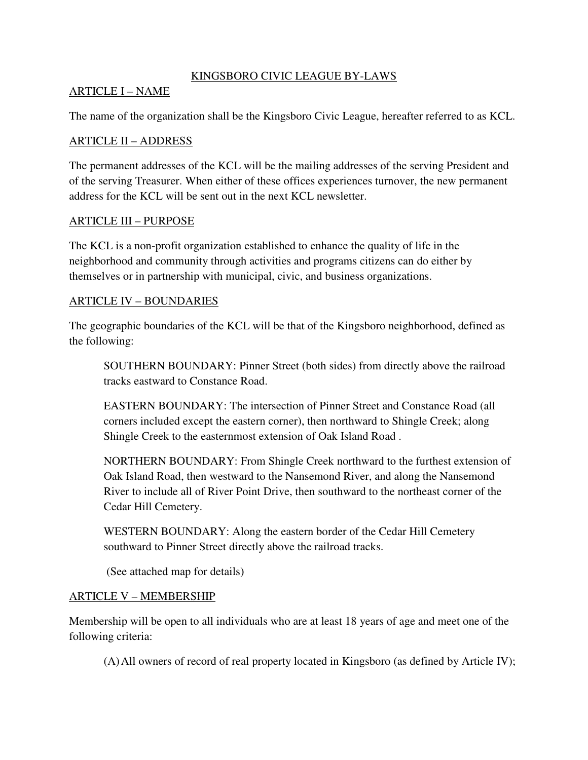# KINGSBORO CIVIC LEAGUE BY-LAWS

## ARTICLE I – NAME

The name of the organization shall be the Kingsboro Civic League, hereafter referred to as KCL.

## ARTICLE II – ADDRESS

The permanent addresses of the KCL will be the mailing addresses of the serving President and of the serving Treasurer. When either of these offices experiences turnover, the new permanent address for the KCL will be sent out in the next KCL newsletter.

## ARTICLE III – PURPOSE

The KCL is a non-profit organization established to enhance the quality of life in the neighborhood and community through activities and programs citizens can do either by themselves or in partnership with municipal, civic, and business organizations.

## ARTICLE IV – BOUNDARIES

The geographic boundaries of the KCL will be that of the Kingsboro neighborhood, defined as the following:

> SOUTHERN BOUNDARY: Pinner Street (both sides) from directly above the railroad tracks eastward to Constance Road.
>
> EASTERN BOUNDARY: The intersection of Pinner Street and Constance Road (all corners included except the eastern corner), then northward to Shingle Creek; along Shingle Creek to the easternmost extension of Oak Island Road .
>
> NORTHERN BOUNDARY: From Shingle Creek northward to the furthest extension of Oak Island Road, then westward to the Nansemond River, and along the Nansemond River to include all of River Point Drive, then southward to the northeast corner of the Cedar Hill Cemetery.
>
> WESTERN BOUNDARY: Along the eastern border of the Cedar Hill Cemetery southward to Pinner Street directly above the railroad tracks.
>
> (See attached map for details)

## ARTICLE V – MEMBERSHIP

Membership will be open to all individuals who are at least 18 years of age and meet one of the following criteria:

(A) All owners of record of real property located in Kingsboro (as defined by Article IV);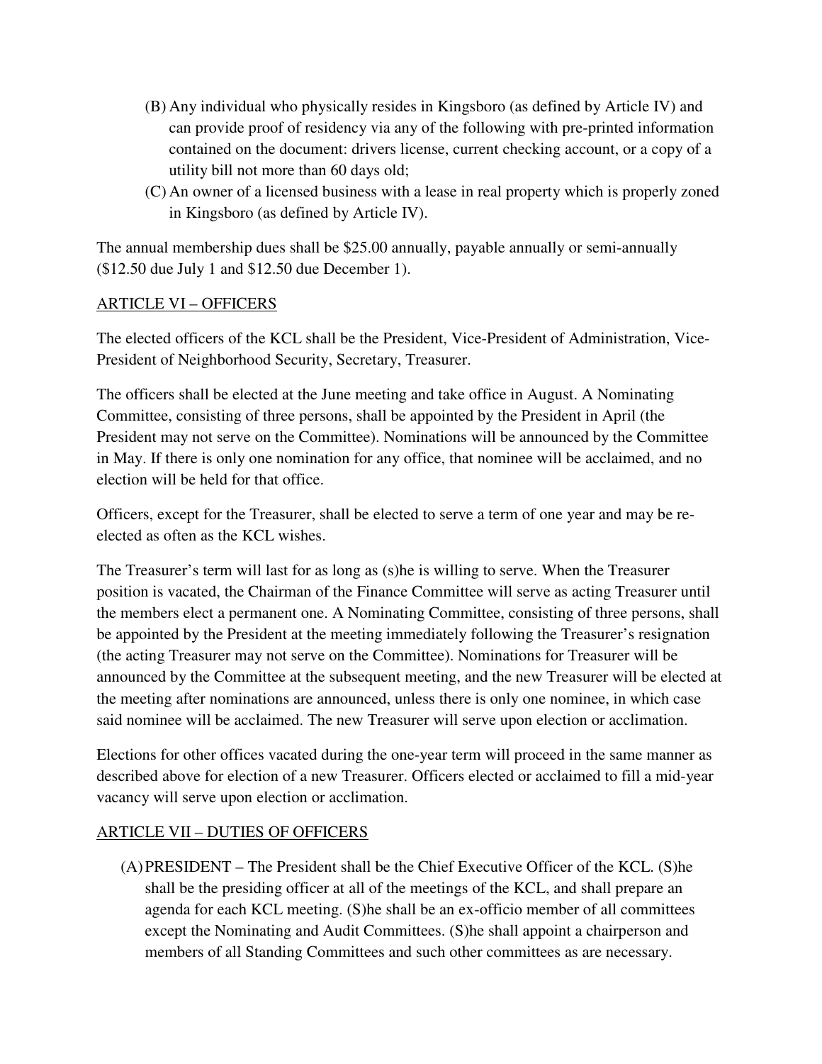(B) Any individual who physically resides in Kingsboro (as defined by Article IV) and can provide proof of residency via any of the following with pre-printed information contained on the document: drivers license, current checking account, or a copy of a utility bill not more than 60 days old;

(C) An owner of a licensed business with a lease in real property which is properly zoned in Kingsboro (as defined by Article IV).

The annual membership dues shall be $25.00 annually, payable annually or semi-annually ($12.50 due July 1 and $12.50 due December 1).

## ARTICLE VI – OFFICERS

The elected officers of the KCL shall be the President, Vice-President of Administration, Vice-President of Neighborhood Security, Secretary, Treasurer.

The officers shall be elected at the June meeting and take office in August. A Nominating Committee, consisting of three persons, shall be appointed by the President in April (the President may not serve on the Committee). Nominations will be announced by the Committee in May. If there is only one nomination for any office, that nominee will be acclaimed, and no election will be held for that office.

Officers, except for the Treasurer, shall be elected to serve a term of one year and may be re-elected as often as the KCL wishes.

The Treasurer's term will last for as long as (s)he is willing to serve. When the Treasurer position is vacated, the Chairman of the Finance Committee will serve as acting Treasurer until the members elect a permanent one. A Nominating Committee, consisting of three persons, shall be appointed by the President at the meeting immediately following the Treasurer's resignation (the acting Treasurer may not serve on the Committee). Nominations for Treasurer will be announced by the Committee at the subsequent meeting, and the new Treasurer will be elected at the meeting after nominations are announced, unless there is only one nominee, in which case said nominee will be acclaimed. The new Treasurer will serve upon election or acclimation.

Elections for other offices vacated during the one-year term will proceed in the same manner as described above for election of a new Treasurer. Officers elected or acclaimed to fill a mid-year vacancy will serve upon election or acclimation.

## ARTICLE VII – DUTIES OF OFFICERS

(A) PRESIDENT – The President shall be the Chief Executive Officer of the KCL. (S)he shall be the presiding officer at all of the meetings of the KCL, and shall prepare an agenda for each KCL meeting. (S)he shall be an ex-officio member of all committees except the Nominating and Audit Committees. (S)he shall appoint a chairperson and members of all Standing Committees and such other committees as are necessary.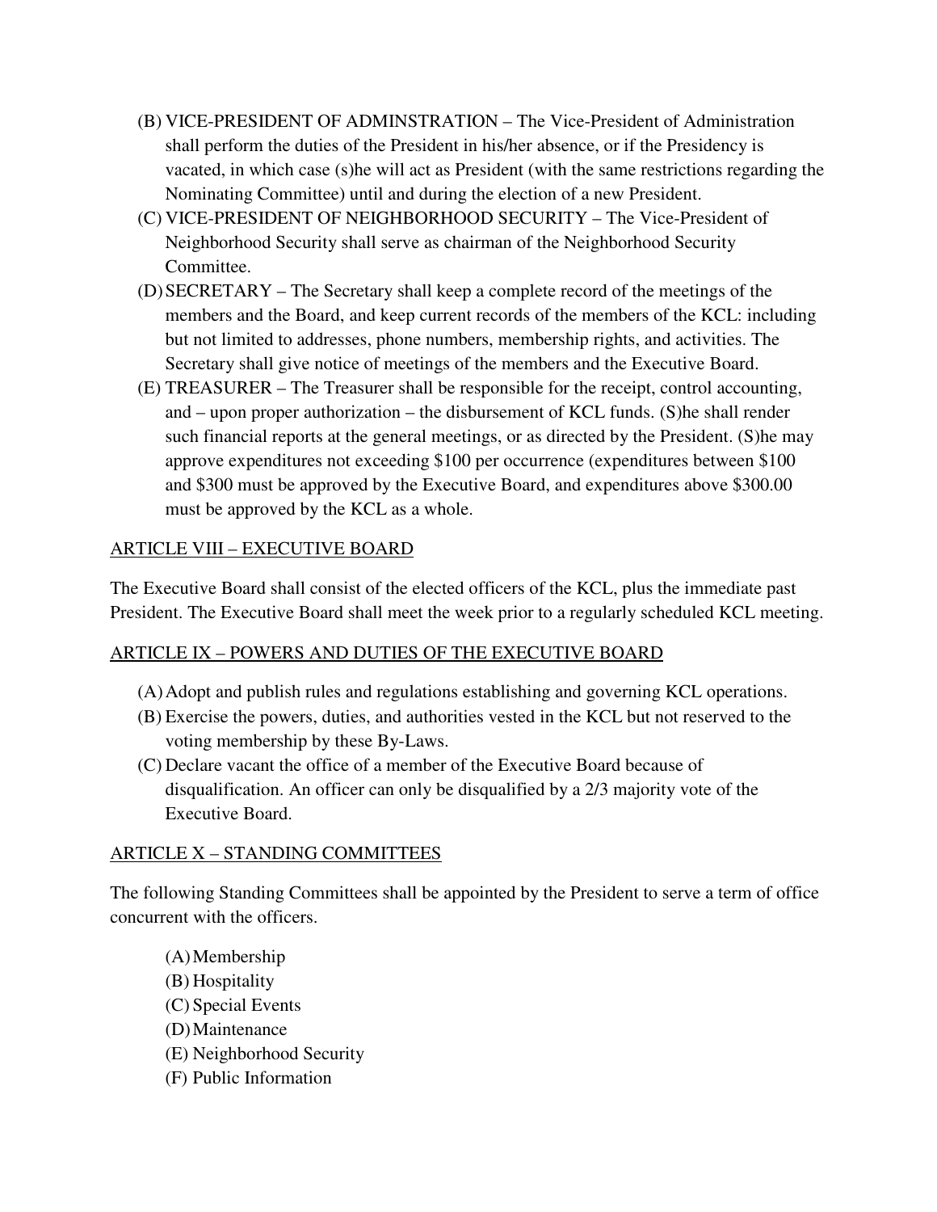(B) VICE-PRESIDENT OF ADMINSTRATION – The Vice-President of Administration shall perform the duties of the President in his/her absence, or if the Presidency is vacated, in which case (s)he will act as President (with the same restrictions regarding the Nominating Committee) until and during the election of a new President.

(C) VICE-PRESIDENT OF NEIGHBORHOOD SECURITY – The Vice-President of Neighborhood Security shall serve as chairman of the Neighborhood Security Committee.

(D) SECRETARY – The Secretary shall keep a complete record of the meetings of the members and the Board, and keep current records of the members of the KCL: including but not limited to addresses, phone numbers, membership rights, and activities. The Secretary shall give notice of meetings of the members and the Executive Board.

(E) TREASURER – The Treasurer shall be responsible for the receipt, control accounting, and – upon proper authorization – the disbursement of KCL funds. (S)he shall render such financial reports at the general meetings, or as directed by the President. (S)he may approve expenditures not exceeding $100 per occurrence (expenditures between $100 and $300 must be approved by the Executive Board, and expenditures above $300.00 must be approved by the KCL as a whole.

## ARTICLE VIII – EXECUTIVE BOARD

The Executive Board shall consist of the elected officers of the KCL, plus the immediate past President. The Executive Board shall meet the week prior to a regularly scheduled KCL meeting.

## ARTICLE IX – POWERS AND DUTIES OF THE EXECUTIVE BOARD

(A) Adopt and publish rules and regulations establishing and governing KCL operations.

(B) Exercise the powers, duties, and authorities vested in the KCL but not reserved to the voting membership by these By-Laws.

(C) Declare vacant the office of a member of the Executive Board because of disqualification. An officer can only be disqualified by a 2/3 majority vote of the Executive Board.

## ARTICLE X – STANDING COMMITTEES

The following Standing Committees shall be appointed by the President to serve a term of office concurrent with the officers.

(A) Membership  
(B) Hospitality  
(C) Special Events  
(D) Maintenance  
(E) Neighborhood Security  
(F) Public Information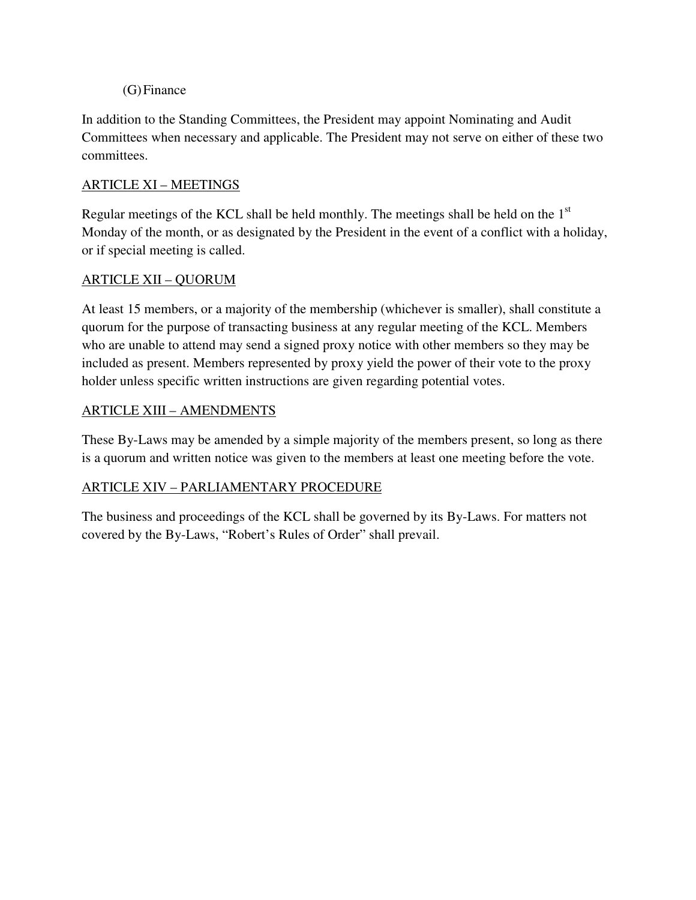(G) Finance

In addition to the Standing Committees, the President may appoint Nominating and Audit Committees when necessary and applicable. The President may not serve on either of these two committees.

## ARTICLE XI – MEETINGS

Regular meetings of the KCL shall be held monthly. The meetings shall be held on the 1st Monday of the month, or as designated by the President in the event of a conflict with a holiday, or if special meeting is called.

## ARTICLE XII – QUORUM

At least 15 members, or a majority of the membership (whichever is smaller), shall constitute a quorum for the purpose of transacting business at any regular meeting of the KCL. Members who are unable to attend may send a signed proxy notice with other members so they may be included as present. Members represented by proxy yield the power of their vote to the proxy holder unless specific written instructions are given regarding potential votes.

## ARTICLE XIII – AMENDMENTS

These By-Laws may be amended by a simple majority of the members present, so long as there is a quorum and written notice was given to the members at least one meeting before the vote.

## ARTICLE XIV – PARLIAMENTARY PROCEDURE

The business and proceedings of the KCL shall be governed by its By-Laws. For matters not covered by the By-Laws, "Robert's Rules of Order" shall prevail.